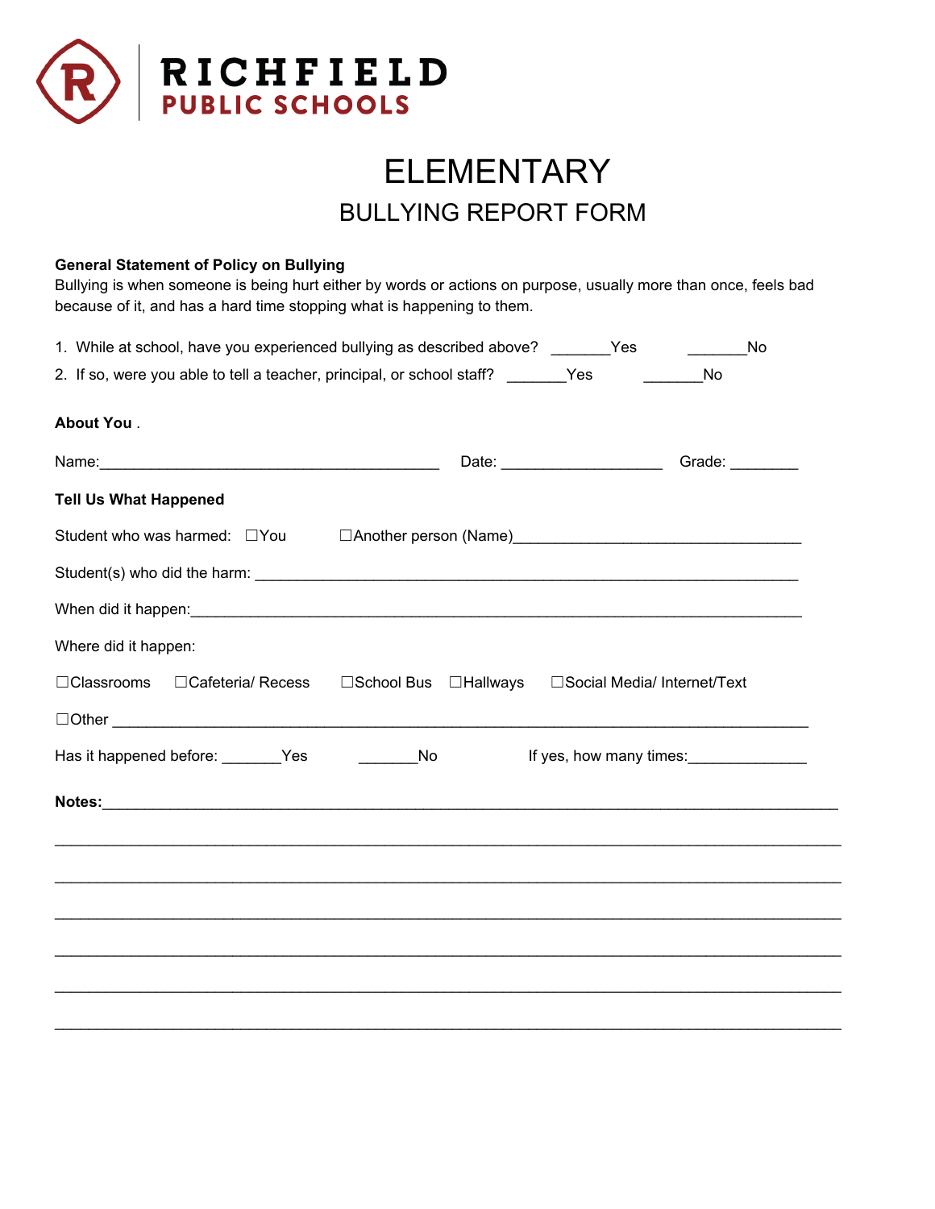RICHFIELD
PUBLIC SCHOOLS

# ELEMENTARY

## BULLYING REPORT FORM

**General Statement of Policy on Bullying**

Bullying is when someone is being hurt either by words or actions on purpose, usually more than once, feels bad because of it, and has a hard time stopping what is happening to them.

1. While at school, have you experienced bullying as described above? _______Yes _______No
2. If so, were you able to tell a teacher, principal, or school staff? _______Yes _______No

**About You** .

Name:________________________________________ Date: __________________ Grade: ________

**Tell Us What Happened**

Student who was harmed: ☐You ☐Another person (Name)_________________________________

Student(s) who did the harm: _______________________________________________________________

When did it happen:_______________________________________________________________________

Where did it happen:

☐Classrooms ☐Cafeteria/ Recess ☐School Bus ☐Hallways ☐Social Media/ Internet/Text

☐Other ____________________________________________________________________________

Has it happened before: _______Yes _______No If yes, how many times:______________

**Notes:**_____________________________________________________________________________

______________________________________________________________________________________

______________________________________________________________________________________

______________________________________________________________________________________

______________________________________________________________________________________

______________________________________________________________________________________

______________________________________________________________________________________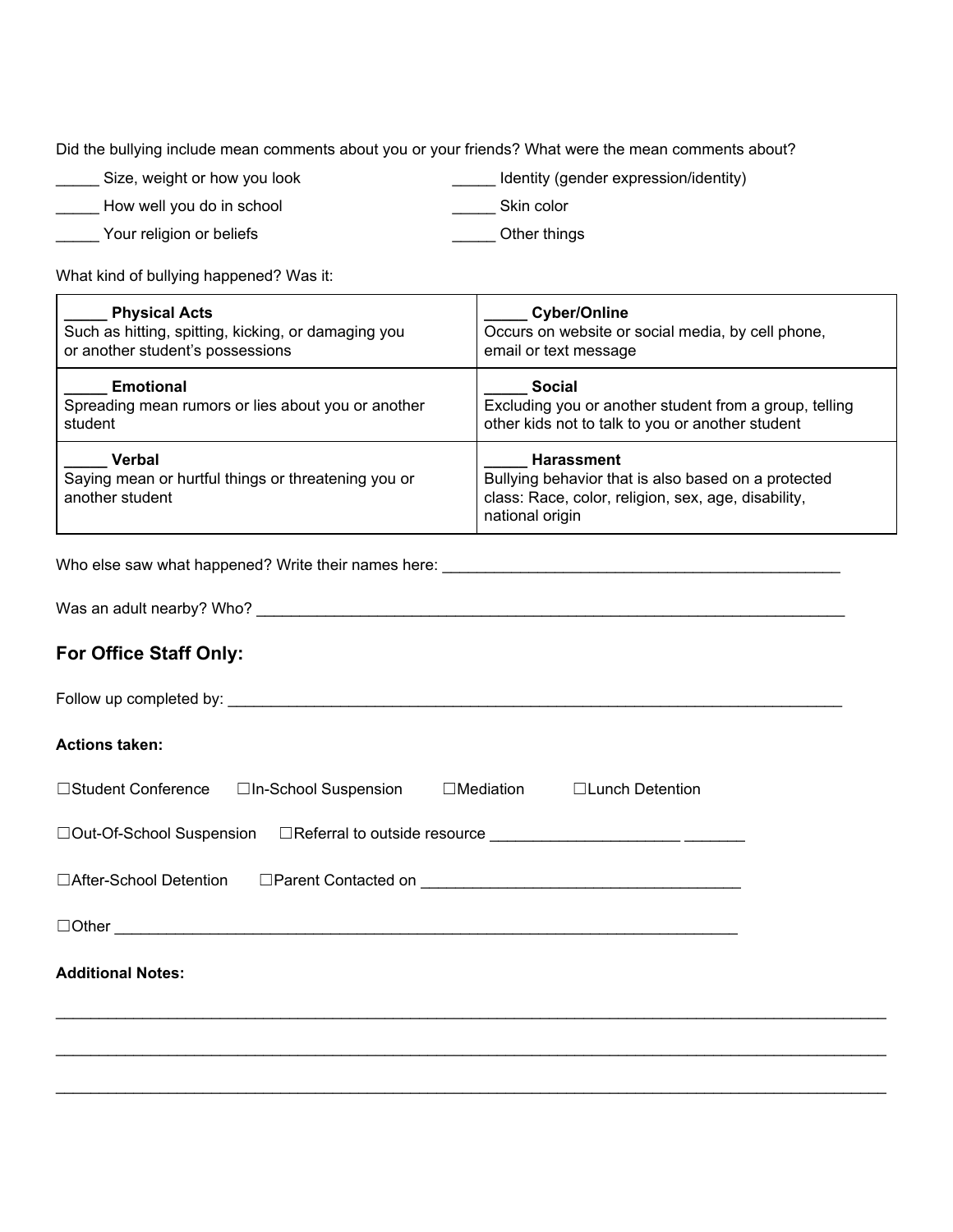Did the bullying include mean comments about you or your friends? What were the mean comments about?

_____ Size, weight or how you look

_____ How well you do in school

_____ Your religion or beliefs

_____ Identity (gender expression/identity)

_____ Skin color

_____ Other things

What kind of bullying happened? Was it:

| | |
|---|---|
| **_____ Physical Acts** Such as hitting, spitting, kicking, or damaging you or another student's possessions | **_____ Cyber/Online** Occurs on website or social media, by cell phone, email or text message |
| **_____ Emotional** Spreading mean rumors or lies about you or another student | **_____ Social** Excluding you or another student from a group, telling other kids not to talk to you or another student |
| **_____ Verbal** Saying mean or hurtful things or threatening you or another student | **_____ Harassment** Bullying behavior that is also based on a protected class: Race, color, religion, sex, age, disability, national origin |

Who else saw what happened? Write their names here: ______________________________________________

Was an adult nearby? Who? ______________________________________________________________________

## For Office Staff Only:

Follow up completed by: _________________________________________________________________________

**Actions taken:**

☐Student Conference ☐In-School Suspension ☐Mediation ☐Lunch Detention

☐Out-Of-School Suspension ☐Referral to outside resource ______________________ _______

☐After-School Detention ☐Parent Contacted on ____________________________________

☐Other ________________________________________________________________________

**Additional Notes:**

______________________________________________________________________________________________

______________________________________________________________________________________________

______________________________________________________________________________________________